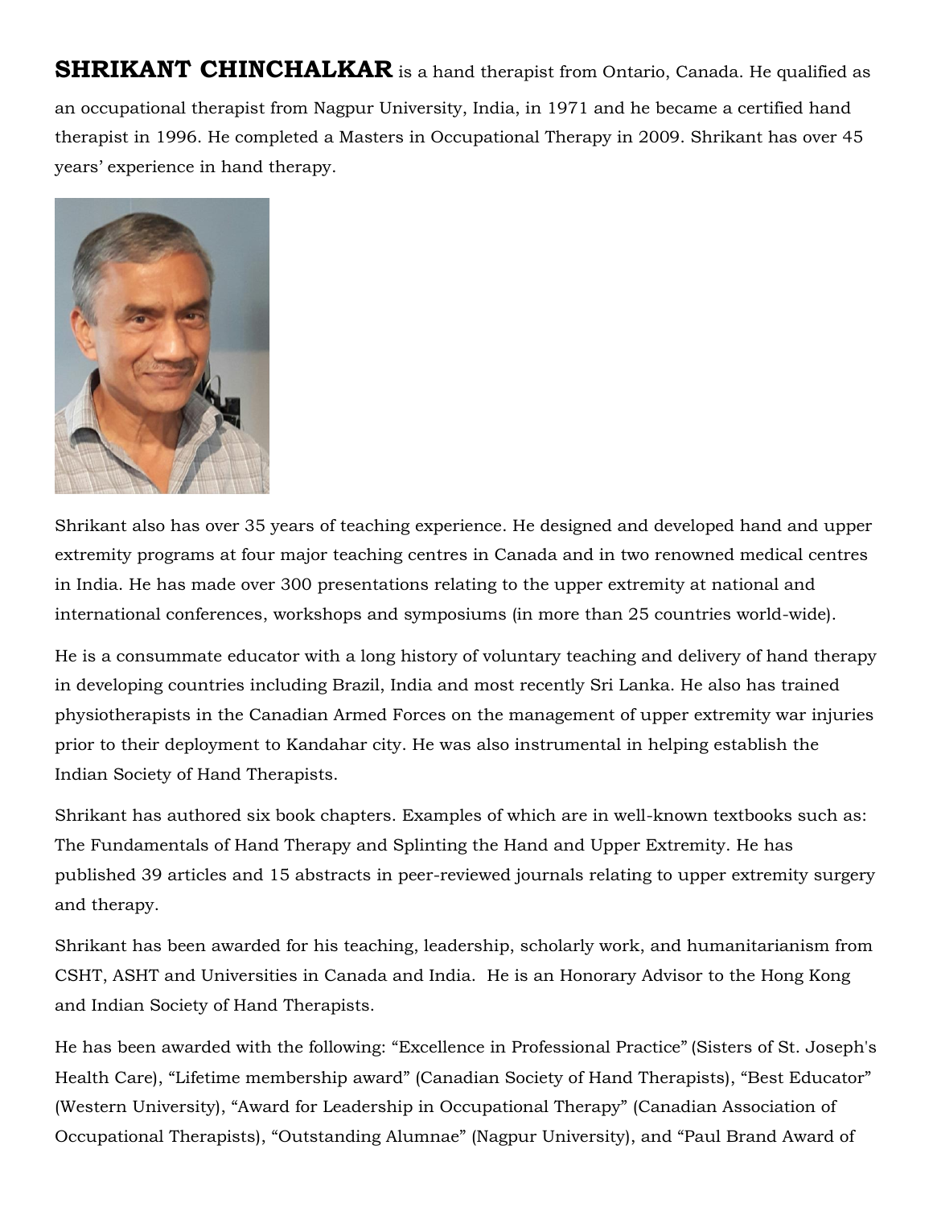**SHRIKANT CHINCHALKAR** is a hand therapist from Ontario, Canada. He qualified as an occupational therapist from Nagpur University, India, in 1971 and he became a certified hand therapist in 1996. He completed a Masters in Occupational Therapy in 2009. Shrikant has over 45 years' experience in hand therapy.

Shrikant also has over 35 years of teaching experience. He designed and developed hand and upper extremity programs at four major teaching centres in Canada and in two renowned medical centres in India. He has made over 300 presentations relating to the upper extremity at national and international conferences, workshops and symposiums (in more than 25 countries world-wide).

He is a consummate educator with a long history of voluntary teaching and delivery of hand therapy in developing countries including Brazil, India and most recently Sri Lanka. He also has trained physiotherapists in the Canadian Armed Forces on the management of upper extremity war injuries prior to their deployment to Kandahar city. He was also instrumental in helping establish the Indian Society of Hand Therapists.

Shrikant has authored six book chapters. Examples of which are in well-known textbooks such as: The Fundamentals of Hand Therapy and Splinting the Hand and Upper Extremity. He has published 39 articles and 15 abstracts in peer-reviewed journals relating to upper extremity surgery and therapy.

Shrikant has been awarded for his teaching, leadership, scholarly work, and humanitarianism from CSHT, ASHT and Universities in Canada and India. He is an Honorary Advisor to the Hong Kong and Indian Society of Hand Therapists.

He has been awarded with the following: "Excellence in Professional Practice" (Sisters of St. Joseph's Health Care), "Lifetime membership award" (Canadian Society of Hand Therapists), "Best Educator" (Western University), "Award for Leadership in Occupational Therapy" (Canadian Association of Occupational Therapists), "Outstanding Alumnae" (Nagpur University), and "Paul Brand Award of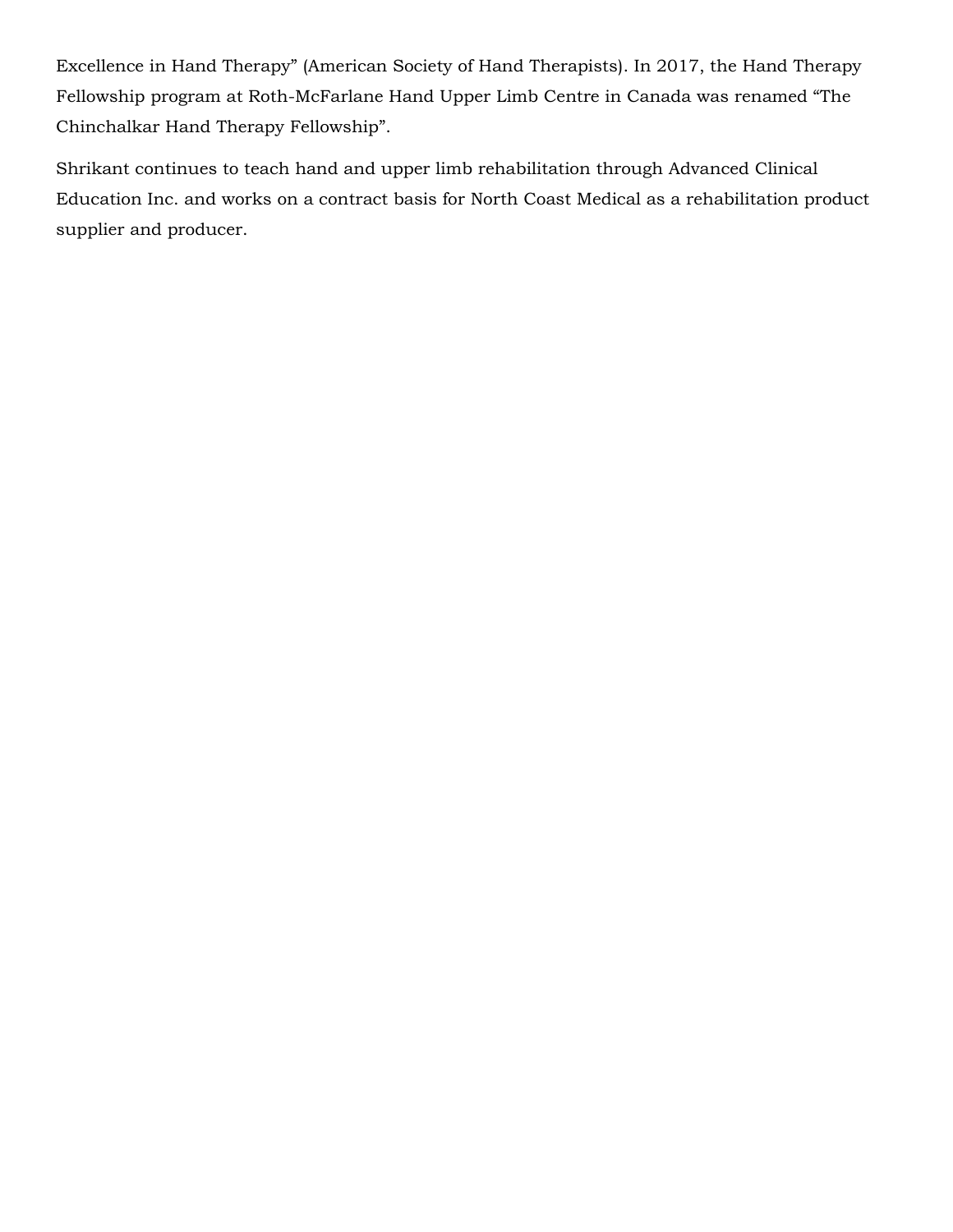Excellence in Hand Therapy" (American Society of Hand Therapists). In 2017, the Hand Therapy Fellowship program at Roth-McFarlane Hand Upper Limb Centre in Canada was renamed "The Chinchalkar Hand Therapy Fellowship".

Shrikant continues to teach hand and upper limb rehabilitation through Advanced Clinical Education Inc. and works on a contract basis for North Coast Medical as a rehabilitation product supplier and producer.